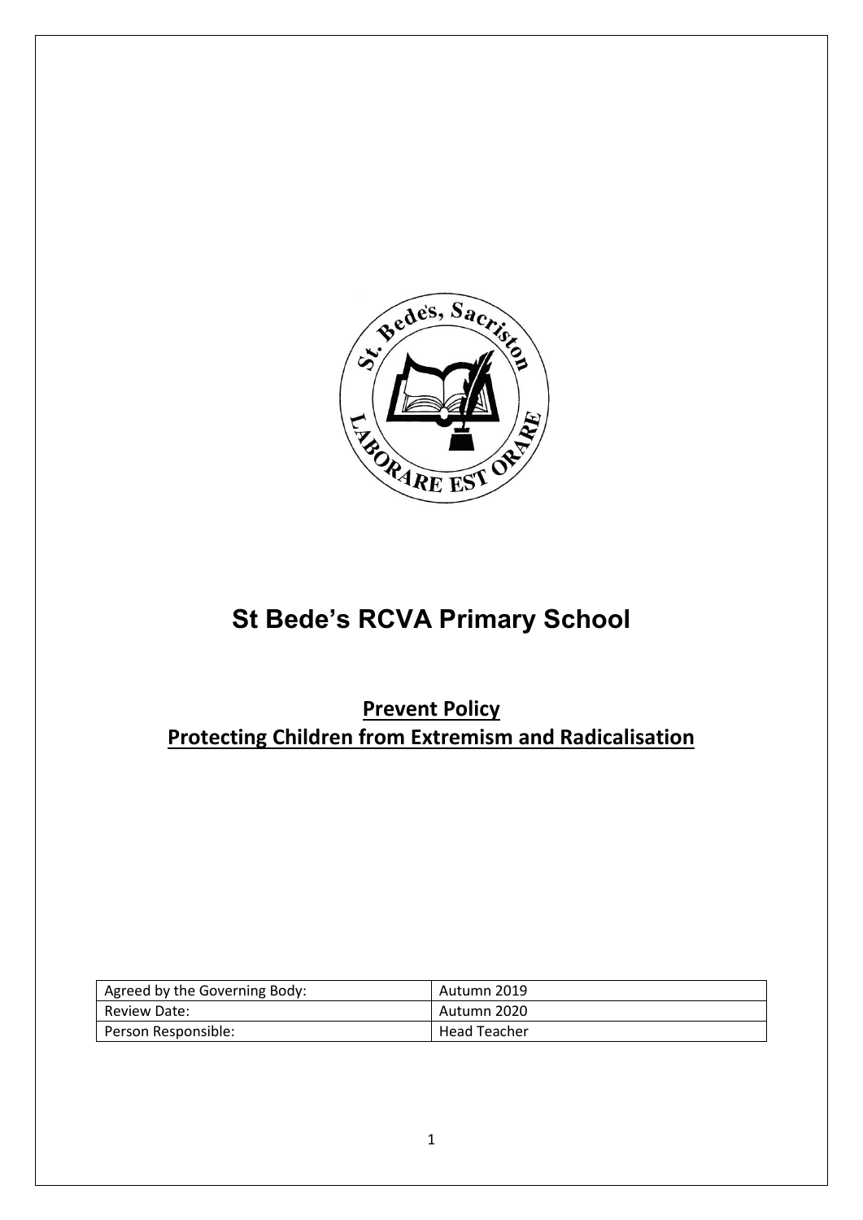# St Bede's RCVA Primary School

## **Prevent Policy**
## **Protecting Children from Extremism and Radicalisation**

| Agreed by the Governing Body: | Autumn 2019 |
|---|---|
| Review Date: | Autumn 2020 |
| Person Responsible: | Head Teacher |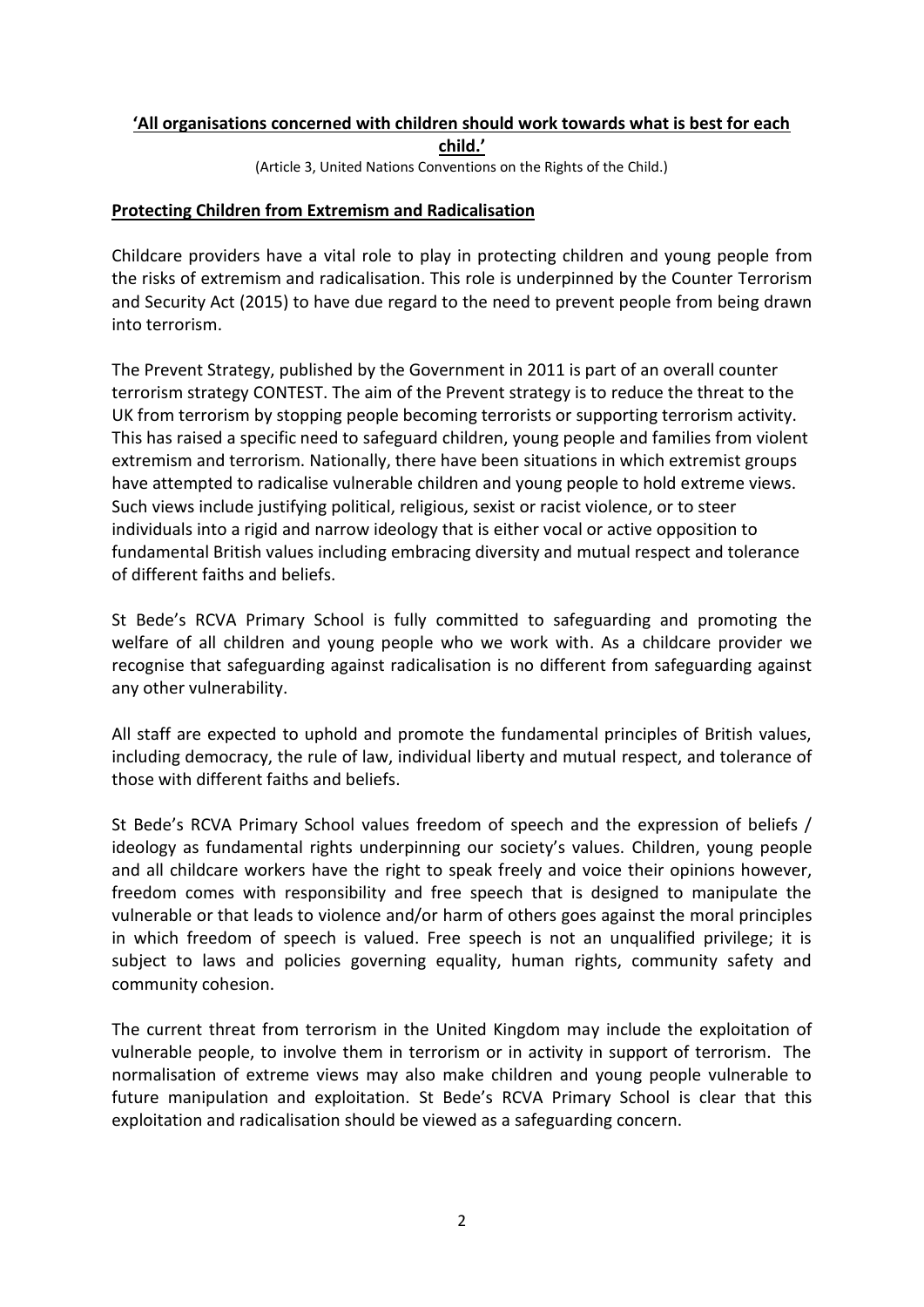**'All organisations concerned with children should work towards what is best for each child.'**

(Article 3, United Nations Conventions on the Rights of the Child.)

## Protecting Children from Extremism and Radicalisation

Childcare providers have a vital role to play in protecting children and young people from the risks of extremism and radicalisation. This role is underpinned by the Counter Terrorism and Security Act (2015) to have due regard to the need to prevent people from being drawn into terrorism.

The Prevent Strategy, published by the Government in 2011 is part of an overall counter terrorism strategy CONTEST. The aim of the Prevent strategy is to reduce the threat to the UK from terrorism by stopping people becoming terrorists or supporting terrorism activity. This has raised a specific need to safeguard children, young people and families from violent extremism and terrorism. Nationally, there have been situations in which extremist groups have attempted to radicalise vulnerable children and young people to hold extreme views. Such views include justifying political, religious, sexist or racist violence, or to steer individuals into a rigid and narrow ideology that is either vocal or active opposition to fundamental British values including embracing diversity and mutual respect and tolerance of different faiths and beliefs.

St Bede's RCVA Primary School is fully committed to safeguarding and promoting the welfare of all children and young people who we work with. As a childcare provider we recognise that safeguarding against radicalisation is no different from safeguarding against any other vulnerability.

All staff are expected to uphold and promote the fundamental principles of British values, including democracy, the rule of law, individual liberty and mutual respect, and tolerance of those with different faiths and beliefs.

St Bede's RCVA Primary School values freedom of speech and the expression of beliefs / ideology as fundamental rights underpinning our society's values. Children, young people and all childcare workers have the right to speak freely and voice their opinions however, freedom comes with responsibility and free speech that is designed to manipulate the vulnerable or that leads to violence and/or harm of others goes against the moral principles in which freedom of speech is valued. Free speech is not an unqualified privilege; it is subject to laws and policies governing equality, human rights, community safety and community cohesion.

The current threat from terrorism in the United Kingdom may include the exploitation of vulnerable people, to involve them in terrorism or in activity in support of terrorism. The normalisation of extreme views may also make children and young people vulnerable to future manipulation and exploitation. St Bede's RCVA Primary School is clear that this exploitation and radicalisation should be viewed as a safeguarding concern.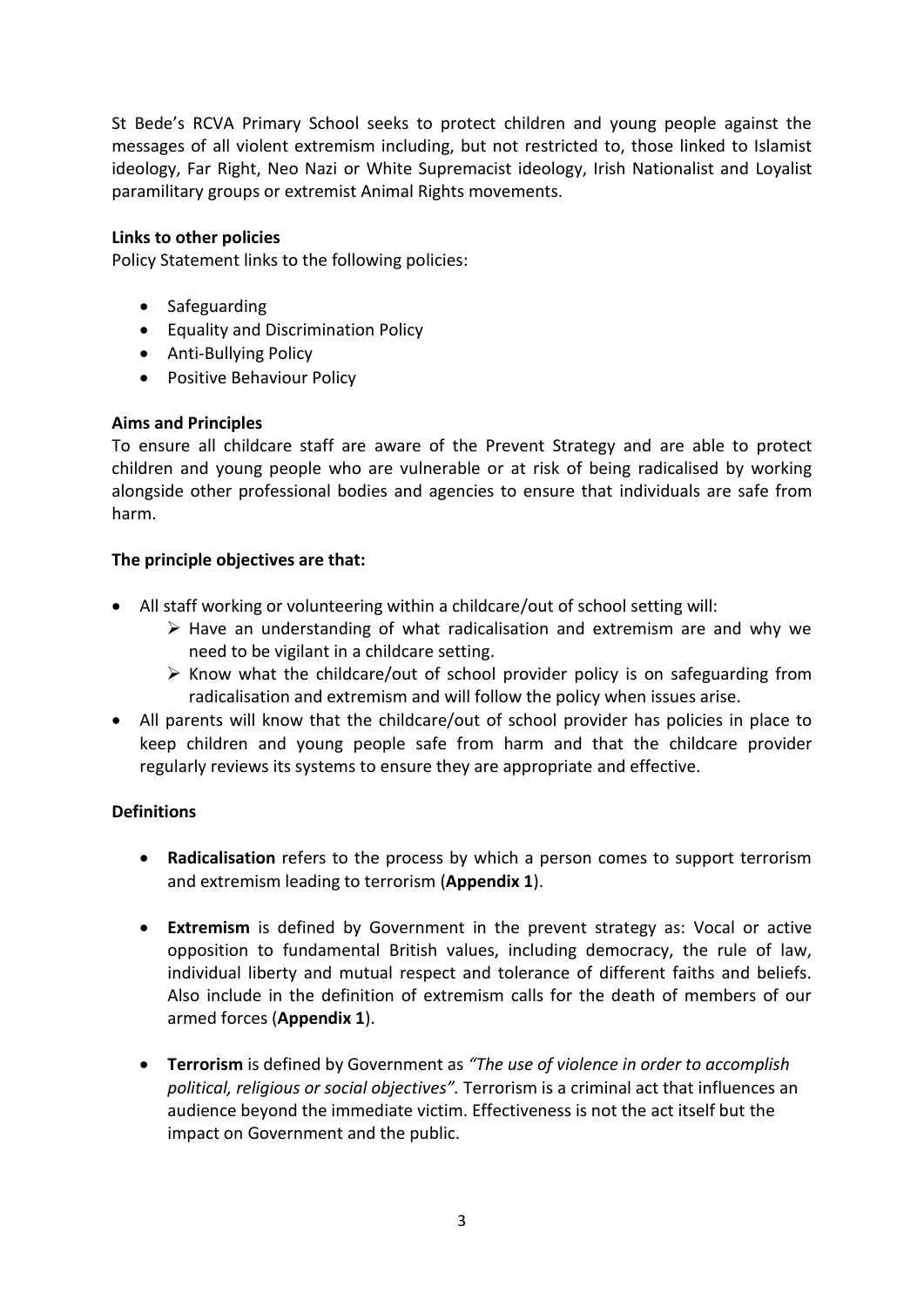St Bede's RCVA Primary School seeks to protect children and young people against the messages of all violent extremism including, but not restricted to, those linked to Islamist ideology, Far Right, Neo Nazi or White Supremacist ideology, Irish Nationalist and Loyalist paramilitary groups or extremist Animal Rights movements.

**Links to other policies**

Policy Statement links to the following policies:

- Safeguarding
- Equality and Discrimination Policy
- Anti-Bullying Policy
- Positive Behaviour Policy

**Aims and Principles**

To ensure all childcare staff are aware of the Prevent Strategy and are able to protect children and young people who are vulnerable or at risk of being radicalised by working alongside other professional bodies and agencies to ensure that individuals are safe from harm.

**The principle objectives are that:**

- All staff working or volunteering within a childcare/out of school setting will:
    - Have an understanding of what radicalisation and extremism are and why we need to be vigilant in a childcare setting.
    - Know what the childcare/out of school provider policy is on safeguarding from radicalisation and extremism and will follow the policy when issues arise.
- All parents will know that the childcare/out of school provider has policies in place to keep children and young people safe from harm and that the childcare provider regularly reviews its systems to ensure they are appropriate and effective.

**Definitions**

- **Radicalisation** refers to the process by which a person comes to support terrorism and extremism leading to terrorism (**Appendix 1**).

- **Extremism** is defined by Government in the prevent strategy as: Vocal or active opposition to fundamental British values, including democracy, the rule of law, individual liberty and mutual respect and tolerance of different faiths and beliefs. Also include in the definition of extremism calls for the death of members of our armed forces (**Appendix 1**).

- **Terrorism** is defined by Government as *"The use of violence in order to accomplish political, religious or social objectives".* Terrorism is a criminal act that influences an audience beyond the immediate victim. Effectiveness is not the act itself but the impact on Government and the public.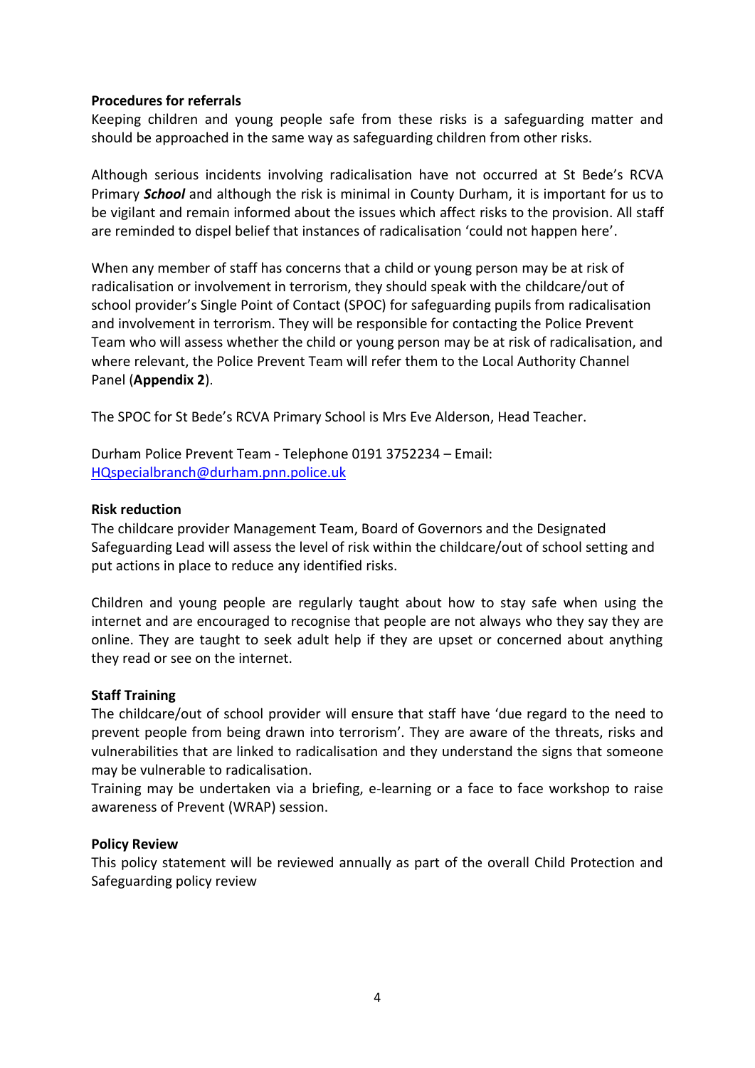**Procedures for referrals**

Keeping children and young people safe from these risks is a safeguarding matter and should be approached in the same way as safeguarding children from other risks.

Although serious incidents involving radicalisation have not occurred at St Bede's RCVA Primary ***School*** and although the risk is minimal in County Durham, it is important for us to be vigilant and remain informed about the issues which affect risks to the provision. All staff are reminded to dispel belief that instances of radicalisation 'could not happen here'.

When any member of staff has concerns that a child or young person may be at risk of radicalisation or involvement in terrorism, they should speak with the childcare/out of school provider's Single Point of Contact (SPOC) for safeguarding pupils from radicalisation and involvement in terrorism. They will be responsible for contacting the Police Prevent Team who will assess whether the child or young person may be at risk of radicalisation, and where relevant, the Police Prevent Team will refer them to the Local Authority Channel Panel (**Appendix 2**).

The SPOC for St Bede's RCVA Primary School is Mrs Eve Alderson, Head Teacher.

Durham Police Prevent Team - Telephone 0191 3752234 – Email: HQspecialbranch@durham.pnn.police.uk

**Risk reduction**

The childcare provider Management Team, Board of Governors and the Designated Safeguarding Lead will assess the level of risk within the childcare/out of school setting and put actions in place to reduce any identified risks.

Children and young people are regularly taught about how to stay safe when using the internet and are encouraged to recognise that people are not always who they say they are online. They are taught to seek adult help if they are upset or concerned about anything they read or see on the internet.

**Staff Training**

The childcare/out of school provider will ensure that staff have 'due regard to the need to prevent people from being drawn into terrorism'. They are aware of the threats, risks and vulnerabilities that are linked to radicalisation and they understand the signs that someone may be vulnerable to radicalisation.

Training may be undertaken via a briefing, e-learning or a face to face workshop to raise awareness of Prevent (WRAP) session.

**Policy Review**

This policy statement will be reviewed annually as part of the overall Child Protection and Safeguarding policy review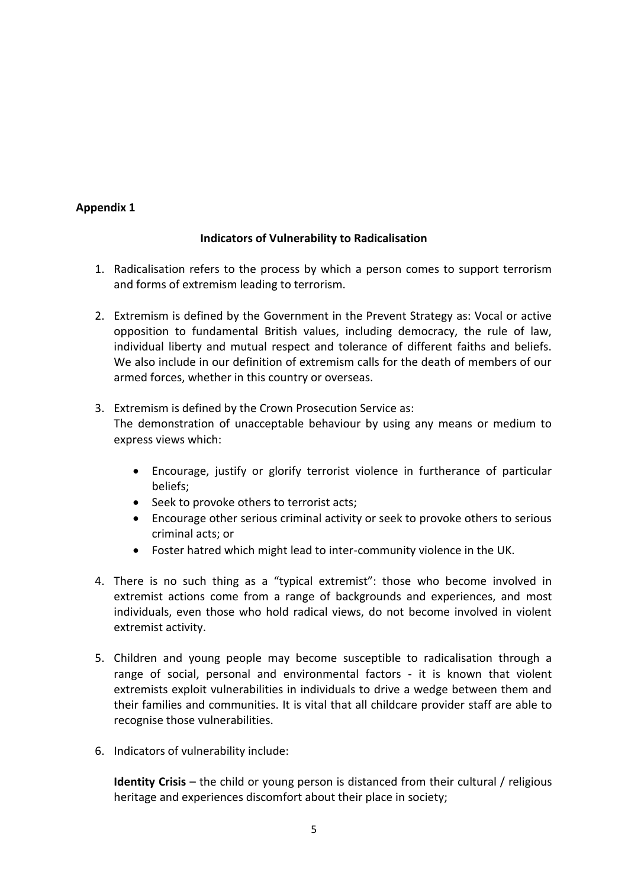**Appendix 1**

**Indicators of Vulnerability to Radicalisation**

1. Radicalisation refers to the process by which a person comes to support terrorism and forms of extremism leading to terrorism.

2. Extremism is defined by the Government in the Prevent Strategy as: Vocal or active opposition to fundamental British values, including democracy, the rule of law, individual liberty and mutual respect and tolerance of different faiths and beliefs. We also include in our definition of extremism calls for the death of members of our armed forces, whether in this country or overseas.

3. Extremism is defined by the Crown Prosecution Service as:
   The demonstration of unacceptable behaviour by using any means or medium to express views which:

   - Encourage, justify or glorify terrorist violence in furtherance of particular beliefs;
   - Seek to provoke others to terrorist acts;
   - Encourage other serious criminal activity or seek to provoke others to serious criminal acts; or
   - Foster hatred which might lead to inter-community violence in the UK.

4. There is no such thing as a "typical extremist": those who become involved in extremist actions come from a range of backgrounds and experiences, and most individuals, even those who hold radical views, do not become involved in violent extremist activity.

5. Children and young people may become susceptible to radicalisation through a range of social, personal and environmental factors - it is known that violent extremists exploit vulnerabilities in individuals to drive a wedge between them and their families and communities. It is vital that all childcare provider staff are able to recognise those vulnerabilities.

6. Indicators of vulnerability include:

   **Identity Crisis** – the child or young person is distanced from their cultural / religious heritage and experiences discomfort about their place in society;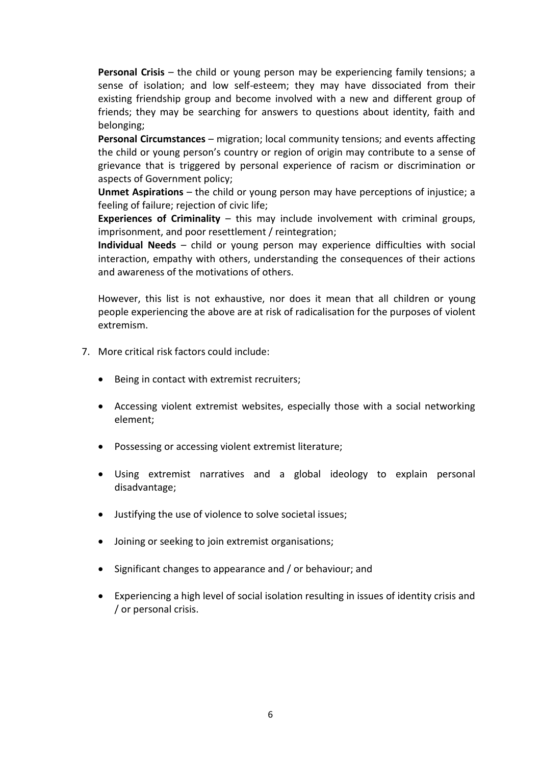**Personal Crisis** – the child or young person may be experiencing family tensions; a sense of isolation; and low self-esteem; they may have dissociated from their existing friendship group and become involved with a new and different group of friends; they may be searching for answers to questions about identity, faith and belonging;

**Personal Circumstances** – migration; local community tensions; and events affecting the child or young person's country or region of origin may contribute to a sense of grievance that is triggered by personal experience of racism or discrimination or aspects of Government policy;

**Unmet Aspirations** – the child or young person may have perceptions of injustice; a feeling of failure; rejection of civic life;

**Experiences of Criminality** – this may include involvement with criminal groups, imprisonment, and poor resettlement / reintegration;

**Individual Needs** – child or young person may experience difficulties with social interaction, empathy with others, understanding the consequences of their actions and awareness of the motivations of others.

However, this list is not exhaustive, nor does it mean that all children or young people experiencing the above are at risk of radicalisation for the purposes of violent extremism.

7. More critical risk factors could include:

   - Being in contact with extremist recruiters;
   - Accessing violent extremist websites, especially those with a social networking element;
   - Possessing or accessing violent extremist literature;
   - Using extremist narratives and a global ideology to explain personal disadvantage;
   - Justifying the use of violence to solve societal issues;
   - Joining or seeking to join extremist organisations;
   - Significant changes to appearance and / or behaviour; and
   - Experiencing a high level of social isolation resulting in issues of identity crisis and / or personal crisis.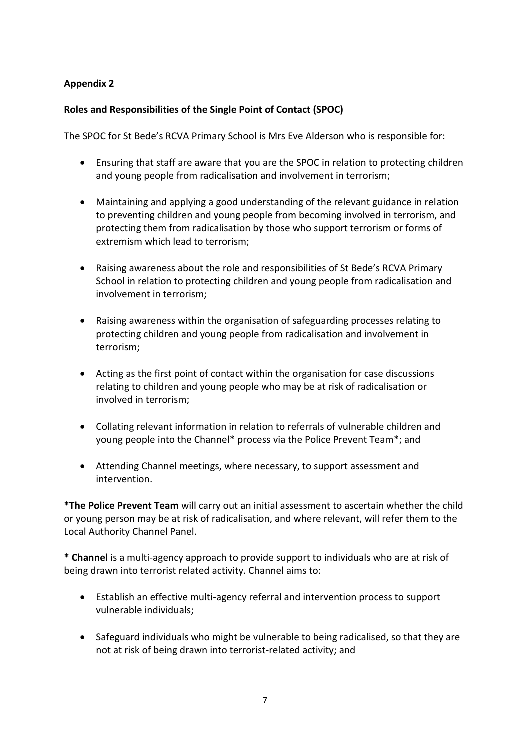**Appendix 2**

**Roles and Responsibilities of the Single Point of Contact (SPOC)**

The SPOC for St Bede's RCVA Primary School is Mrs Eve Alderson who is responsible for:

- Ensuring that staff are aware that you are the SPOC in relation to protecting children and young people from radicalisation and involvement in terrorism;
- Maintaining and applying a good understanding of the relevant guidance in relation to preventing children and young people from becoming involved in terrorism, and protecting them from radicalisation by those who support terrorism or forms of extremism which lead to terrorism;
- Raising awareness about the role and responsibilities of St Bede's RCVA Primary School in relation to protecting children and young people from radicalisation and involvement in terrorism;
- Raising awareness within the organisation of safeguarding processes relating to protecting children and young people from radicalisation and involvement in terrorism;
- Acting as the first point of contact within the organisation for case discussions relating to children and young people who may be at risk of radicalisation or involved in terrorism;
- Collating relevant information in relation to referrals of vulnerable children and young people into the Channel* process via the Police Prevent Team*; and
- Attending Channel meetings, where necessary, to support assessment and intervention.

**\*The Police Prevent Team** will carry out an initial assessment to ascertain whether the child or young person may be at risk of radicalisation, and where relevant, will refer them to the Local Authority Channel Panel.

**\* Channel** is a multi-agency approach to provide support to individuals who are at risk of being drawn into terrorist related activity. Channel aims to:

- Establish an effective multi-agency referral and intervention process to support vulnerable individuals;
- Safeguard individuals who might be vulnerable to being radicalised, so that they are not at risk of being drawn into terrorist-related activity; and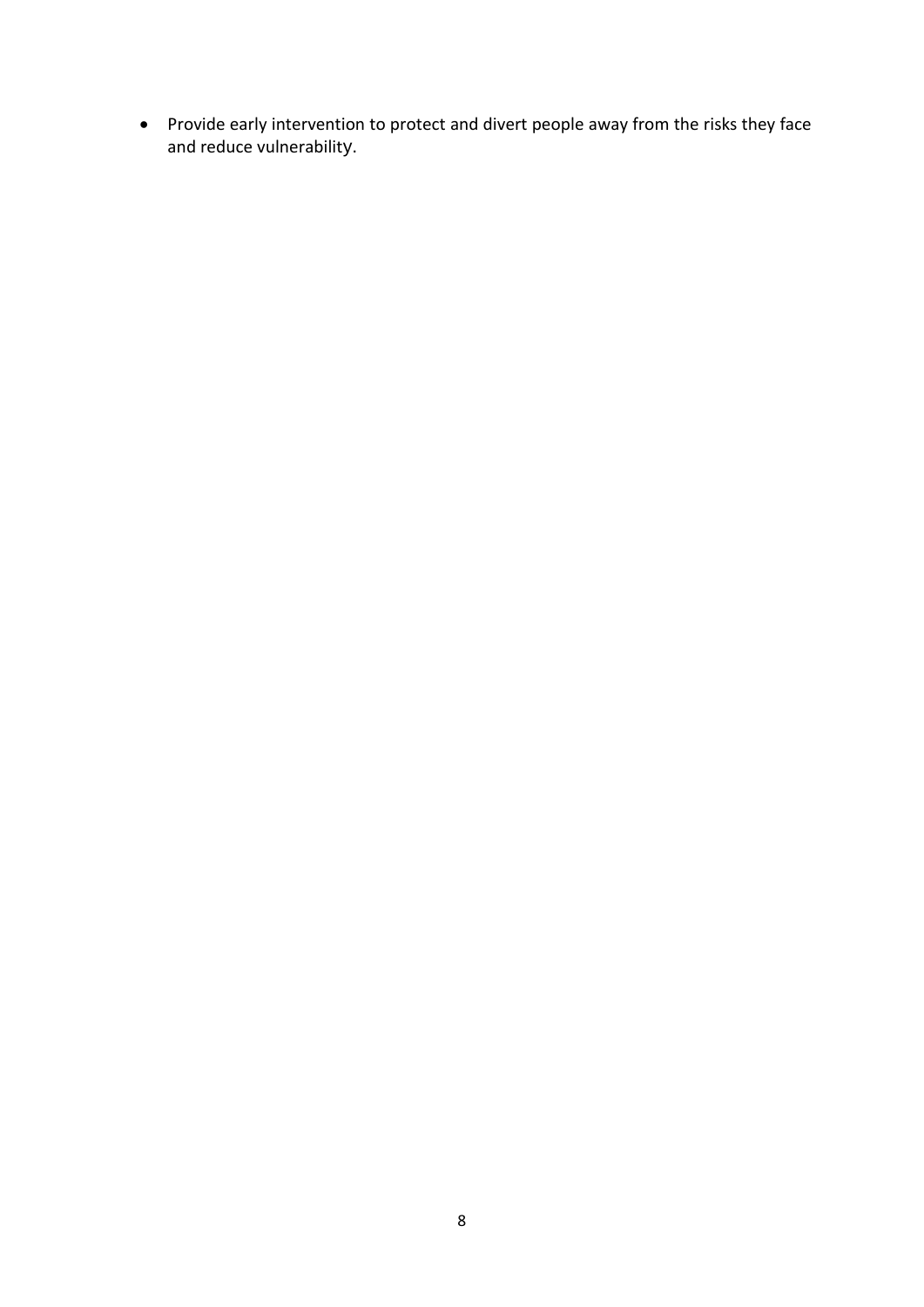- Provide early intervention to protect and divert people away from the risks they face and reduce vulnerability.